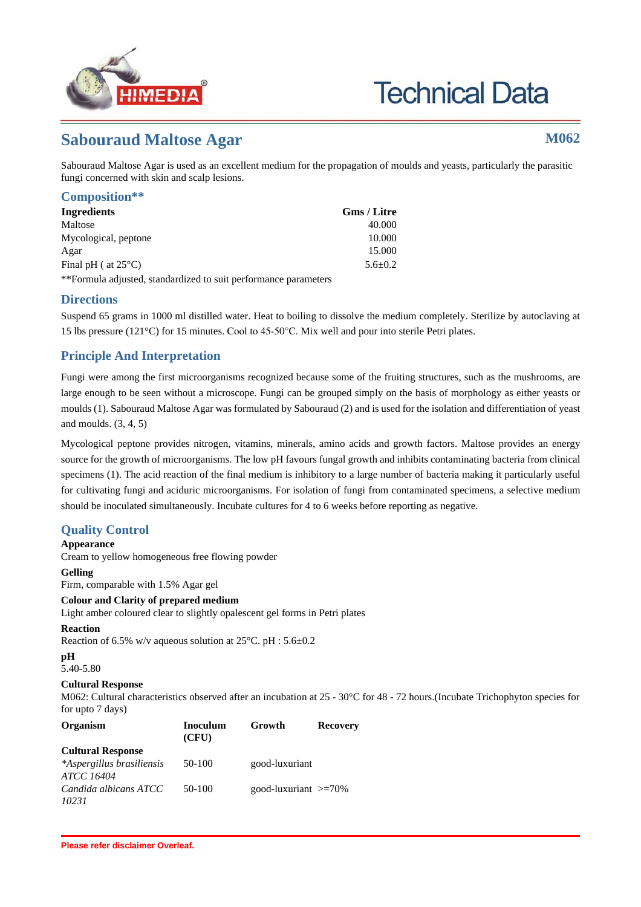# Technical Data

## Sabouraud Maltose Agar

**M062**

Sabouraud Maltose Agar is used as an excellent medium for the propagation of moulds and yeasts, particularly the parasitic fungi concerned with skin and scalp lesions.

## Composition**

| Ingredients | Gms / Litre |
|---|---|
| Maltose | 40.000 |
| Mycological, peptone | 10.000 |
| Agar | 15.000 |
| Final pH ( at 25°C) | 5.6±0.2 |

**Formula adjusted, standardized to suit performance parameters

## Directions

Suspend 65 grams in 1000 ml distilled water. Heat to boiling to dissolve the medium completely. Sterilize by autoclaving at 15 lbs pressure (121°C) for 15 minutes. Cool to 45-50°C. Mix well and pour into sterile Petri plates.

## Principle And Interpretation

Fungi were among the first microorganisms recognized because some of the fruiting structures, such as the mushrooms, are large enough to be seen without a microscope. Fungi can be grouped simply on the basis of morphology as either yeasts or moulds (1). Sabouraud Maltose Agar was formulated by Sabouraud (2) and is used for the isolation and differentiation of yeast and moulds. (3, 4, 5)

Mycological peptone provides nitrogen, vitamins, minerals, amino acids and growth factors. Maltose provides an energy source for the growth of microorganisms. The low pH favours fungal growth and inhibits contaminating bacteria from clinical specimens (1). The acid reaction of the final medium is inhibitory to a large number of bacteria making it particularly useful for cultivating fungi and aciduric microorganisms. For isolation of fungi from contaminated specimens, a selective medium should be inoculated simultaneously. Incubate cultures for 4 to 6 weeks before reporting as negative.

## Quality Control

**Appearance**

Cream to yellow homogeneous free flowing powder

**Gelling**

Firm, comparable with 1.5% Agar gel

**Colour and Clarity of prepared medium**

Light amber coloured clear to slightly opalescent gel forms in Petri plates

**Reaction**

Reaction of 6.5% w/v aqueous solution at 25°C. pH : 5.6±0.2

**pH**

5.40-5.80

**Cultural Response**

M062: Cultural characteristics observed after an incubation at 25 - 30°C for 48 - 72 hours.(Incubate Trichophyton species for for upto 7 days)

| Organism | Inoculum (CFU) | Growth | Recovery |
|---|---|---|---|
| **Cultural Response** | | | |
| *\*Aspergillus brasiliensis ATCC 16404* | 50-100 | good-luxuriant | |
| *Candida albicans ATCC 10231* | 50-100 | good-luxuriant | >=70% |

**Please refer disclaimer Overleaf.**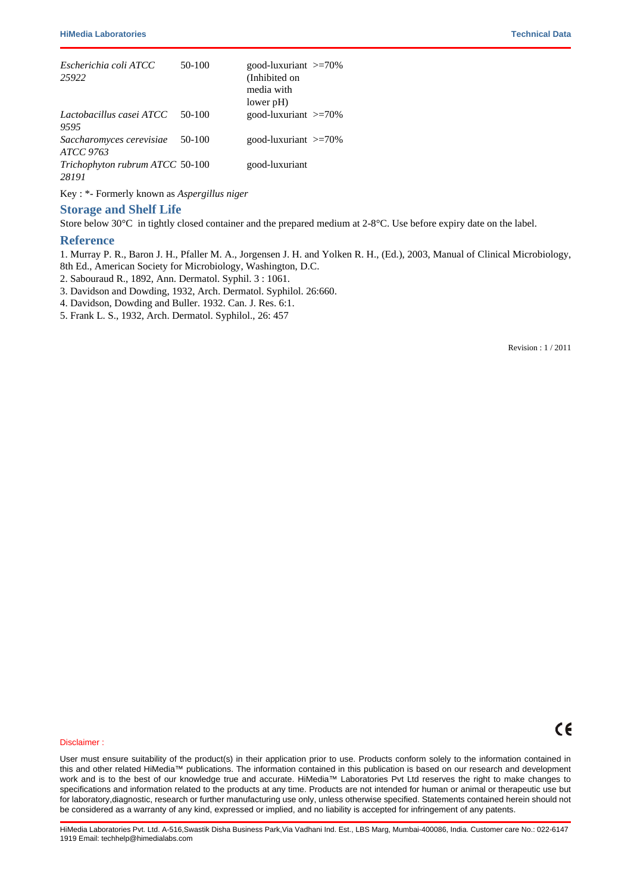| | | |
|---|---|---|
| *Escherichia coli ATCC 25922* | 50-100 | good-luxuriant >=70% (Inhibited on media with lower pH) |
| *Lactobacillus casei ATCC 9595* | 50-100 | good-luxuriant >=70% |
| *Saccharomyces cerevisiae ATCC 9763* | 50-100 | good-luxuriant >=70% |
| *Trichophyton rubrum ATCC 28191* | 50-100 | good-luxuriant |

Key : *- Formerly known as *Aspergillus niger*

## Storage and Shelf Life

Store below 30°C in tightly closed container and the prepared medium at 2-8°C. Use before expiry date on the label.

## Reference

1. Murray P. R., Baron J. H., Pfaller M. A., Jorgensen J. H. and Yolken R. H., (Ed.), 2003, Manual of Clinical Microbiology, 8th Ed., American Society for Microbiology, Washington, D.C.
2. Sabouraud R., 1892, Ann. Dermatol. Syphil. 3 : 1061.
3. Davidson and Dowding, 1932, Arch. Dermatol. Syphilol. 26:660.
4. Davidson, Dowding and Buller. 1932. Can. J. Res. 6:1.
5. Frank L. S., 1932, Arch. Dermatol. Syphilol., 26: 457

Revision : 1 / 2011

CE

Disclaimer :

User must ensure suitability of the product(s) in their application prior to use. Products conform solely to the information contained in this and other related HiMedia™ publications. The information contained in this publication is based on our research and development work and is to the best of our knowledge true and accurate. HiMedia™ Laboratories Pvt Ltd reserves the right to make changes to specifications and information related to the products at any time. Products are not intended for human or animal or therapeutic use but for laboratory,diagnostic, research or further manufacturing use only, unless otherwise specified. Statements contained herein should not be considered as a warranty of any kind, expressed or implied, and no liability is accepted for infringement of any patents.

HiMedia Laboratories Pvt. Ltd. A-516,Swastik Disha Business Park,Via Vadhani Ind. Est., LBS Marg, Mumbai-400086, India. Customer care No.: 022-6147 1919 Email: techhelp@himedialabs.com